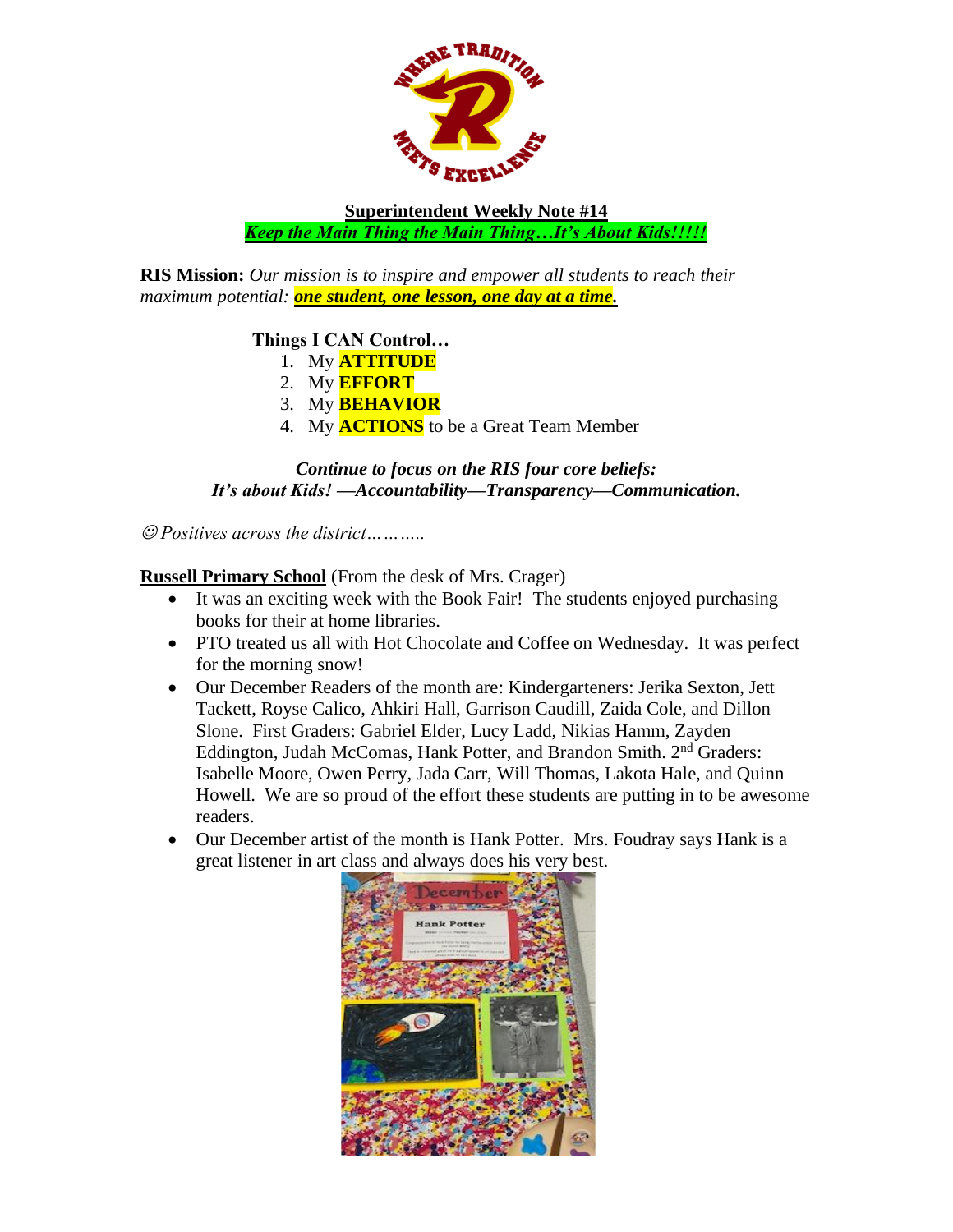**Superintendent Weekly Note #14**

***Keep the Main Thing the Main Thing…It's About Kids!!!!!***

**RIS Mission:** *Our mission is to inspire and empower all students to reach their maximum potential:* ***one student, one lesson, one day at a time.***

**Things I CAN Control…**

1. My **ATTITUDE**
2. My **EFFORT**
3. My **BEHAVIOR**
4. My **ACTIONS** to be a Great Team Member

***Continue to focus on the RIS four core beliefs:***
***It's about Kids! —Accountability—Transparency—Communication.***

☺ *Positives across the district………..*

**Russell Primary School** (From the desk of Mrs. Crager)

- It was an exciting week with the Book Fair! The students enjoyed purchasing books for their at home libraries.
- PTO treated us all with Hot Chocolate and Coffee on Wednesday. It was perfect for the morning snow!
- Our December Readers of the month are: Kindergarteners: Jerika Sexton, Jett Tackett, Royse Calico, Ahkiri Hall, Garrison Caudill, Zaida Cole, and Dillon Slone. First Graders: Gabriel Elder, Lucy Ladd, Nikias Hamm, Zayden Eddington, Judah McComas, Hank Potter, and Brandon Smith. 2nd Graders: Isabelle Moore, Owen Perry, Jada Carr, Will Thomas, Lakota Hale, and Quinn Howell. We are so proud of the effort these students are putting in to be awesome readers.
- Our December artist of the month is Hank Potter. Mrs. Foudray says Hank is a great listener in art class and always does his very best.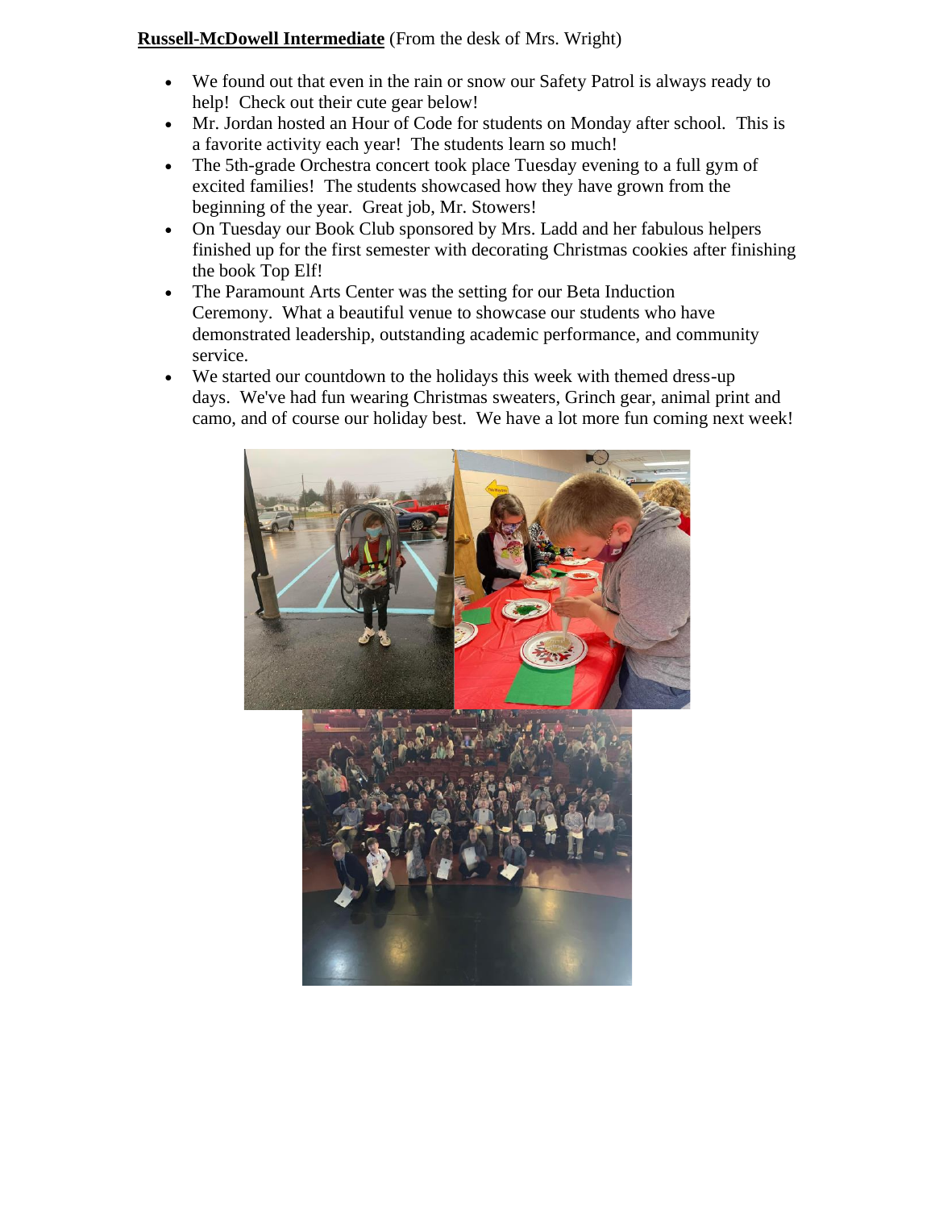**Russell-McDowell Intermediate** (From the desk of Mrs. Wright)

- We found out that even in the rain or snow our Safety Patrol is always ready to help! Check out their cute gear below!
- Mr. Jordan hosted an Hour of Code for students on Monday after school. This is a favorite activity each year! The students learn so much!
- The 5th-grade Orchestra concert took place Tuesday evening to a full gym of excited families! The students showcased how they have grown from the beginning of the year. Great job, Mr. Stowers!
- On Tuesday our Book Club sponsored by Mrs. Ladd and her fabulous helpers finished up for the first semester with decorating Christmas cookies after finishing the book Top Elf!
- The Paramount Arts Center was the setting for our Beta Induction Ceremony. What a beautiful venue to showcase our students who have demonstrated leadership, outstanding academic performance, and community service.
- We started our countdown to the holidays this week with themed dress-up days. We've had fun wearing Christmas sweaters, Grinch gear, animal print and camo, and of course our holiday best. We have a lot more fun coming next week!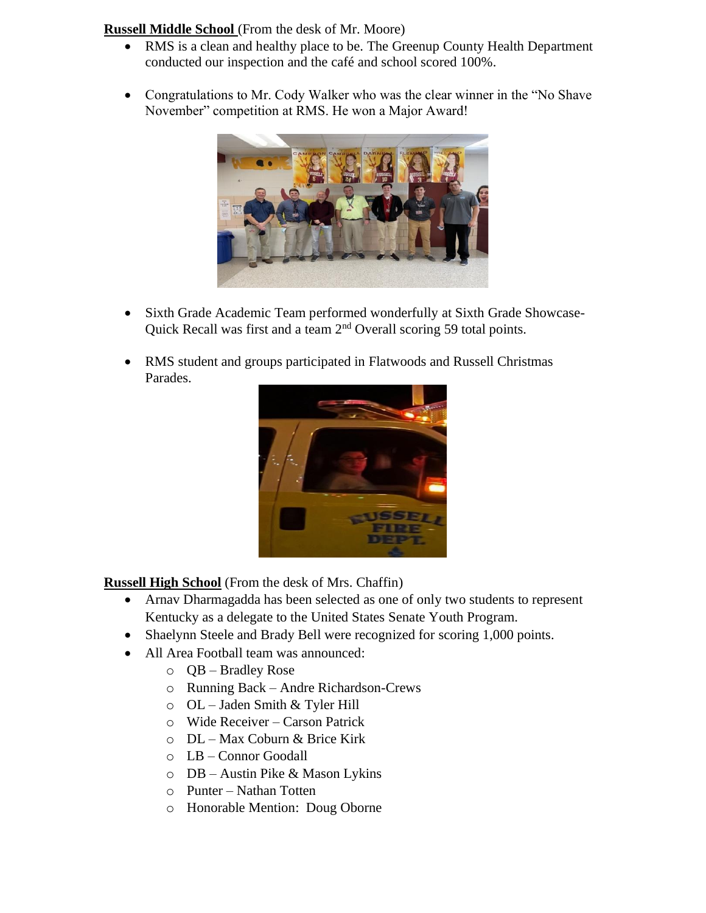**Russell Middle School** (From the desk of Mr. Moore)

- RMS is a clean and healthy place to be. The Greenup County Health Department conducted our inspection and the café and school scored 100%.
- Congratulations to Mr. Cody Walker who was the clear winner in the "No Shave November" competition at RMS. He won a Major Award!
- Sixth Grade Academic Team performed wonderfully at Sixth Grade Showcase- Quick Recall was first and a team 2nd Overall scoring 59 total points.
- RMS student and groups participated in Flatwoods and Russell Christmas Parades.

**Russell High School** (From the desk of Mrs. Chaffin)

- Arnav Dharmagadda has been selected as one of only two students to represent Kentucky as a delegate to the United States Senate Youth Program.
- Shaelynn Steele and Brady Bell were recognized for scoring 1,000 points.
- All Area Football team was announced:
  - QB – Bradley Rose
  - Running Back – Andre Richardson-Crews
  - OL – Jaden Smith & Tyler Hill
  - Wide Receiver – Carson Patrick
  - DL – Max Coburn & Brice Kirk
  - LB – Connor Goodall
  - DB – Austin Pike & Mason Lykins
  - Punter – Nathan Totten
  - Honorable Mention: Doug Oborne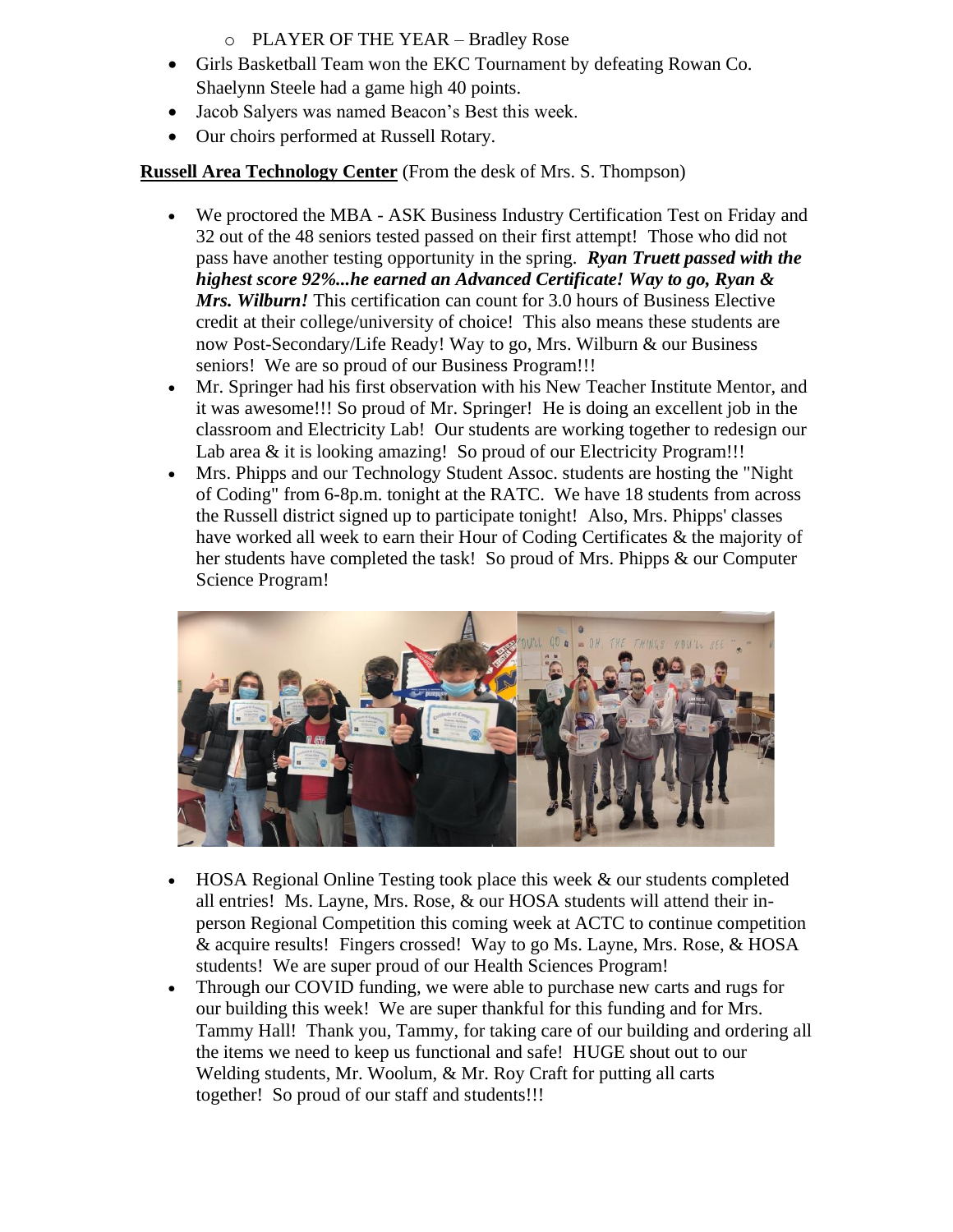- PLAYER OF THE YEAR – Bradley Rose

- Girls Basketball Team won the EKC Tournament by defeating Rowan Co. Shaelynn Steele had a game high 40 points.
- Jacob Salyers was named Beacon's Best this week.
- Our choirs performed at Russell Rotary.

**Russell Area Technology Center** (From the desk of Mrs. S. Thompson)

- We proctored the MBA - ASK Business Industry Certification Test on Friday and 32 out of the 48 seniors tested passed on their first attempt! Those who did not pass have another testing opportunity in the spring. ***Ryan Truett passed with the highest score 92%...he earned an Advanced Certificate! Way to go, Ryan & Mrs. Wilburn!*** This certification can count for 3.0 hours of Business Elective credit at their college/university of choice! This also means these students are now Post-Secondary/Life Ready! Way to go, Mrs. Wilburn & our Business seniors! We are so proud of our Business Program!!!
- Mr. Springer had his first observation with his New Teacher Institute Mentor, and it was awesome!!! So proud of Mr. Springer! He is doing an excellent job in the classroom and Electricity Lab! Our students are working together to redesign our Lab area & it is looking amazing! So proud of our Electricity Program!!!
- Mrs. Phipps and our Technology Student Assoc. students are hosting the "Night of Coding" from 6-8p.m. tonight at the RATC. We have 18 students from across the Russell district signed up to participate tonight! Also, Mrs. Phipps' classes have worked all week to earn their Hour of Coding Certificates & the majority of her students have completed the task! So proud of Mrs. Phipps & our Computer Science Program!

- HOSA Regional Online Testing took place this week & our students completed all entries! Ms. Layne, Mrs. Rose, & our HOSA students will attend their in-person Regional Competition this coming week at ACTC to continue competition & acquire results! Fingers crossed! Way to go Ms. Layne, Mrs. Rose, & HOSA students! We are super proud of our Health Sciences Program!
- Through our COVID funding, we were able to purchase new carts and rugs for our building this week! We are super thankful for this funding and for Mrs. Tammy Hall! Thank you, Tammy, for taking care of our building and ordering all the items we need to keep us functional and safe! HUGE shout out to our Welding students, Mr. Woolum, & Mr. Roy Craft for putting all carts together! So proud of our staff and students!!!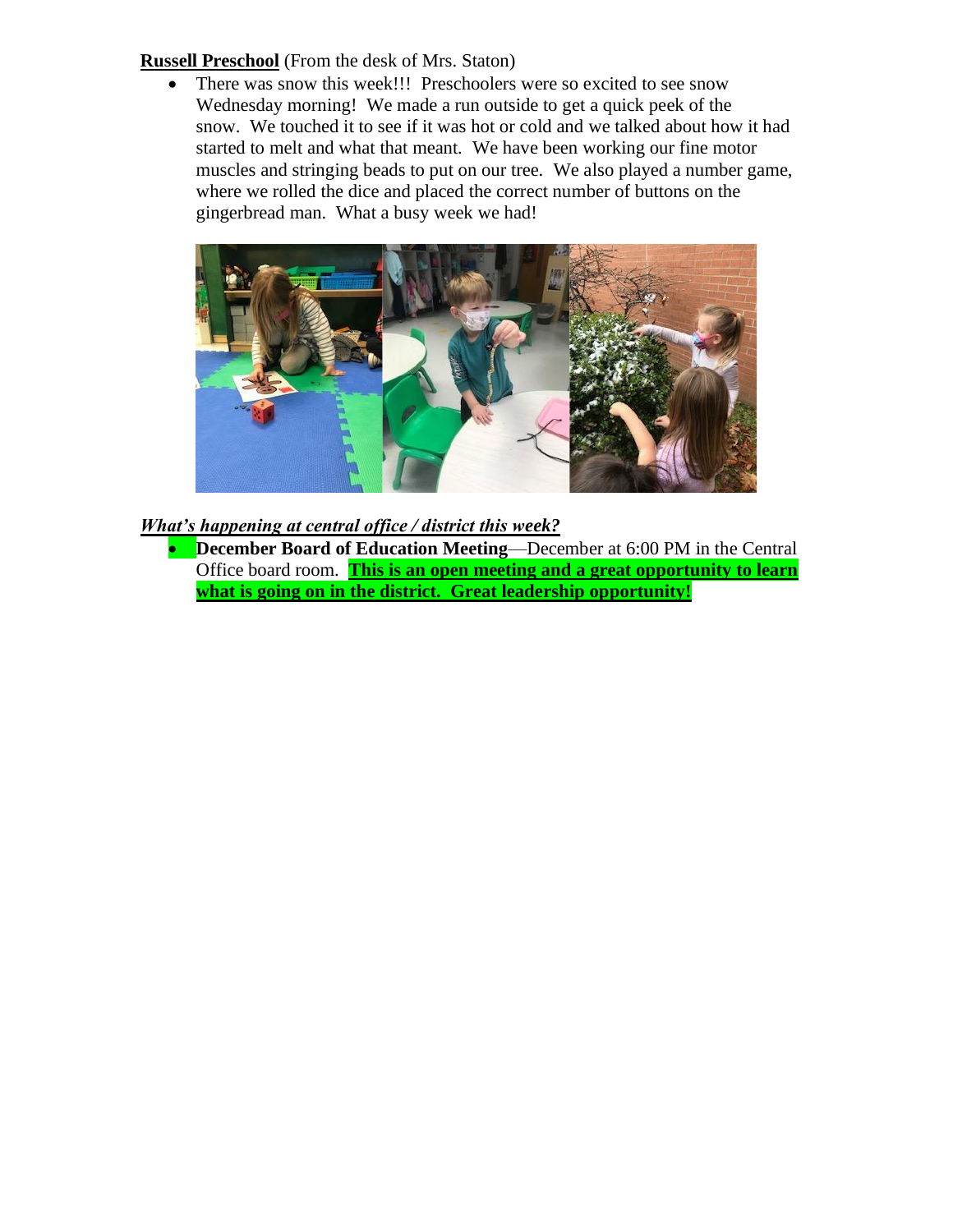**<u>Russell Preschool</u>** (From the desk of Mrs. Staton)

- There was snow this week!!! Preschoolers were so excited to see snow Wednesday morning! We made a run outside to get a quick peek of the snow. We touched it to see if it was hot or cold and we talked about how it had started to melt and what that meant. We have been working our fine motor muscles and stringing beads to put on our tree. We also played a number game, where we rolled the dice and placed the correct number of buttons on the gingerbread man. What a busy week we had!

***<u>What's happening at central office / district this week?</u>***

- **December Board of Education Meeting**—December at 6:00 PM in the Central Office board room. **<u>This is an open meeting and a great opportunity to learn what is going on in the district. Great leadership opportunity!</u>**